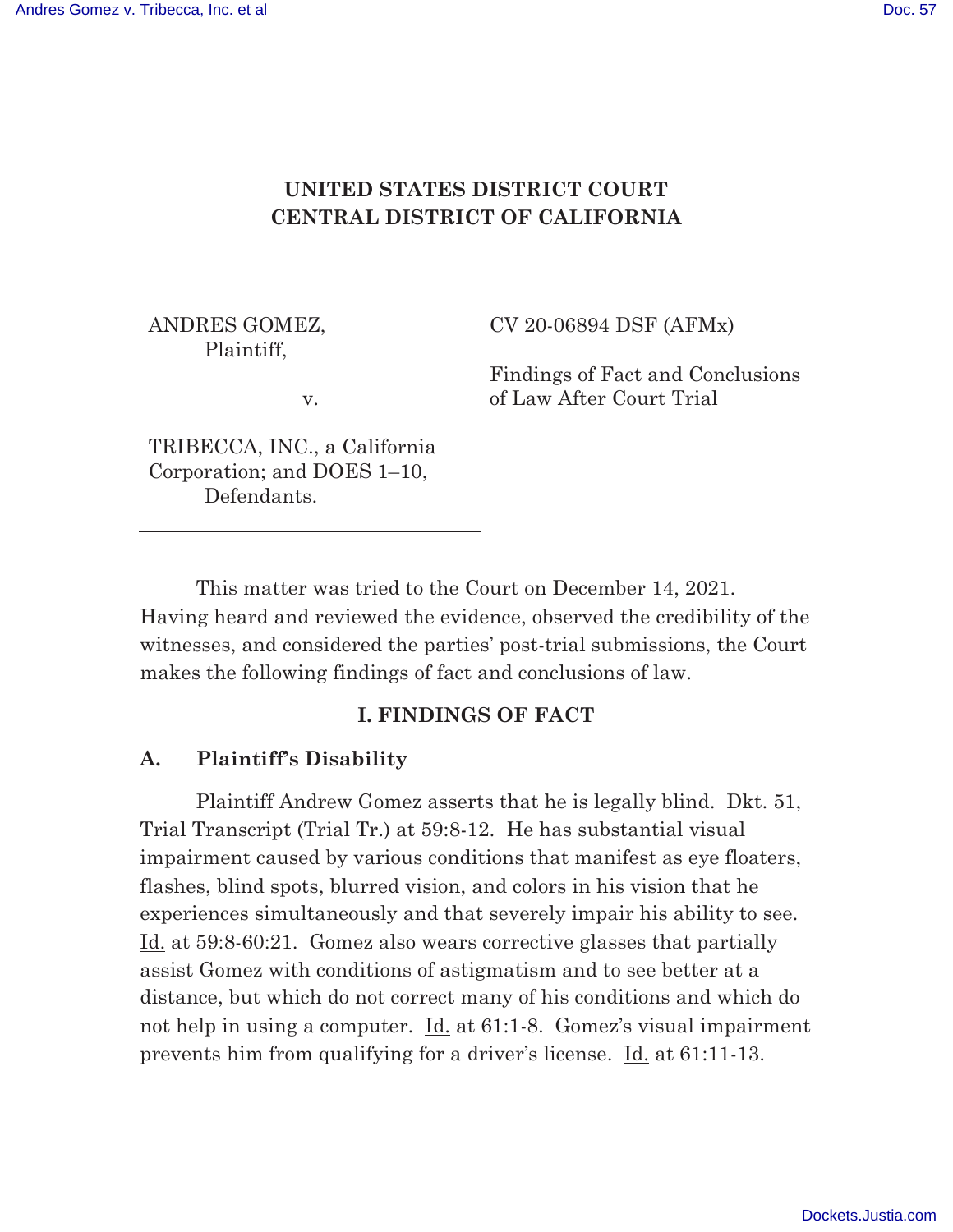# UNITED STATES DISTRICT COURT
# CENTRAL DISTRICT OF CALIFORNIA

| | |
|---|---|
| ANDRES GOMEZ, Plaintiff, v. TRIBECCA, INC., a California Corporation; and DOES 1–10, Defendants. | CV 20-06894 DSF (AFMx) Findings of Fact and Conclusions of Law After Court Trial |

This matter was tried to the Court on December 14, 2021. Having heard and reviewed the evidence, observed the credibility of the witnesses, and considered the parties' post-trial submissions, the Court makes the following findings of fact and conclusions of law.

## I. FINDINGS OF FACT

### A. Plaintiff's Disability

Plaintiff Andrew Gomez asserts that he is legally blind. Dkt. 51, Trial Transcript (Trial Tr.) at 59:8-12. He has substantial visual impairment caused by various conditions that manifest as eye floaters, flashes, blind spots, blurred vision, and colors in his vision that he experiences simultaneously and that severely impair his ability to see. Id. at 59:8-60:21. Gomez also wears corrective glasses that partially assist Gomez with conditions of astigmatism and to see better at a distance, but which do not correct many of his conditions and which do not help in using a computer. Id. at 61:1-8. Gomez's visual impairment prevents him from qualifying for a driver's license. Id. at 61:11-13.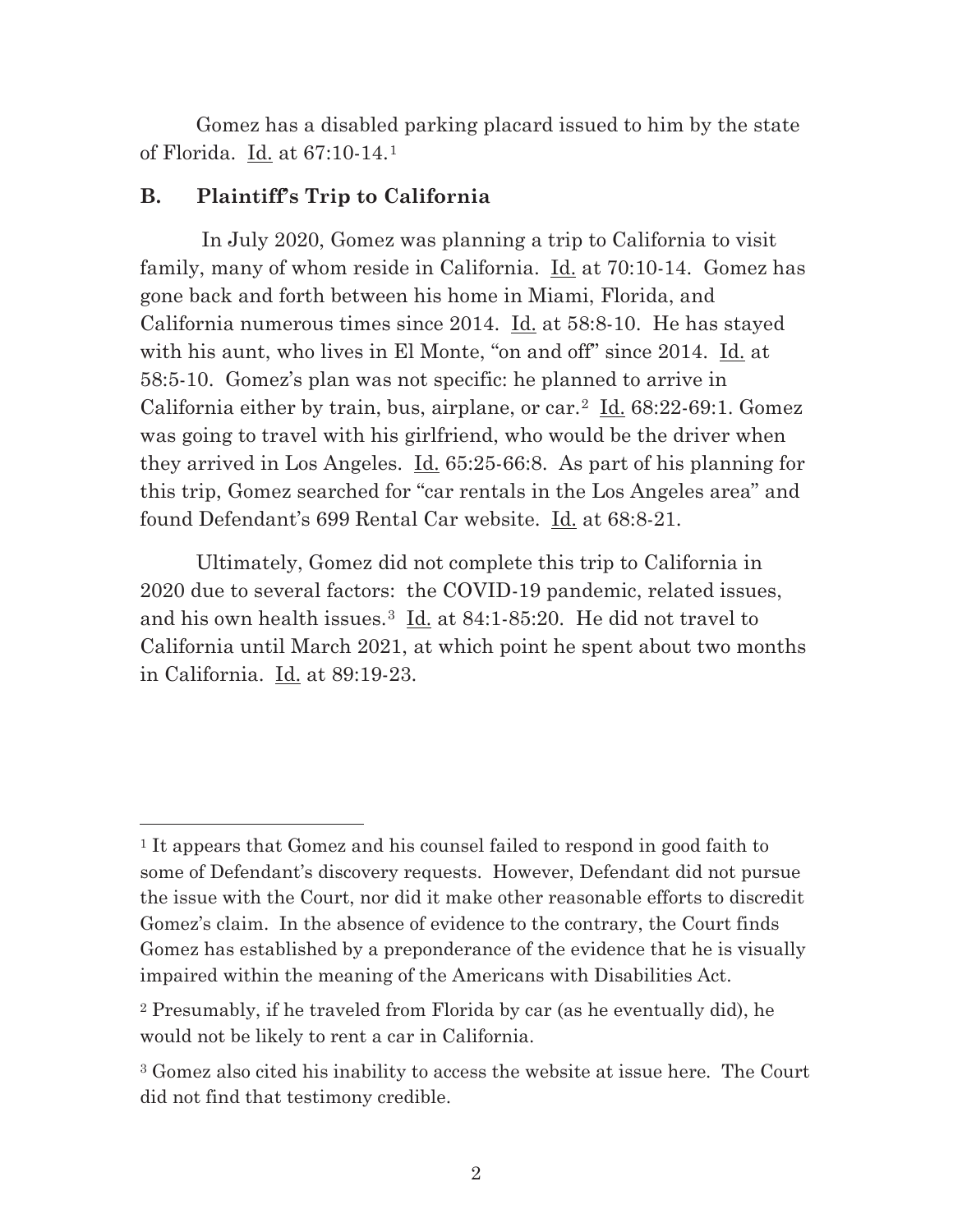Gomez has a disabled parking placard issued to him by the state of Florida. Id. at 67:10-14.[1]

### B. Plaintiff's Trip to California

In July 2020, Gomez was planning a trip to California to visit family, many of whom reside in California. Id. at 70:10-14. Gomez has gone back and forth between his home in Miami, Florida, and California numerous times since 2014. Id. at 58:8-10. He has stayed with his aunt, who lives in El Monte, "on and off" since 2014. Id. at 58:5-10. Gomez's plan was not specific: he planned to arrive in California either by train, bus, airplane, or car.[2] Id. 68:22-69:1. Gomez was going to travel with his girlfriend, who would be the driver when they arrived in Los Angeles. Id. 65:25-66:8. As part of his planning for this trip, Gomez searched for "car rentals in the Los Angeles area" and found Defendant's 699 Rental Car website. Id. at 68:8-21.

Ultimately, Gomez did not complete this trip to California in 2020 due to several factors: the COVID-19 pandemic, related issues, and his own health issues.[3] Id. at 84:1-85:20. He did not travel to California until March 2021, at which point he spent about two months in California. Id. at 89:19-23.

---

[1] It appears that Gomez and his counsel failed to respond in good faith to some of Defendant's discovery requests. However, Defendant did not pursue the issue with the Court, nor did it make other reasonable efforts to discredit Gomez's claim. In the absence of evidence to the contrary, the Court finds Gomez has established by a preponderance of the evidence that he is visually impaired within the meaning of the Americans with Disabilities Act.

[2] Presumably, if he traveled from Florida by car (as he eventually did), he would not be likely to rent a car in California.

[3] Gomez also cited his inability to access the website at issue here. The Court did not find that testimony credible.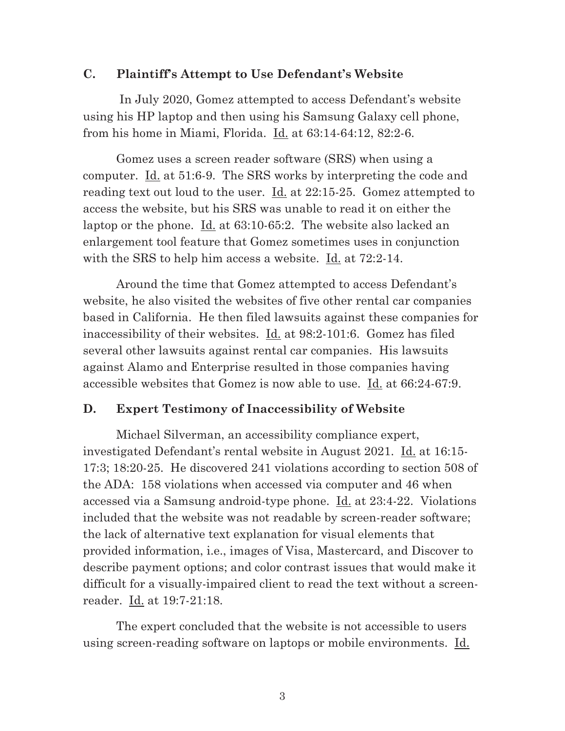### C. Plaintiff's Attempt to Use Defendant's Website

In July 2020, Gomez attempted to access Defendant's website using his HP laptop and then using his Samsung Galaxy cell phone, from his home in Miami, Florida. Id. at 63:14-64:12, 82:2-6.

Gomez uses a screen reader software (SRS) when using a computer. Id. at 51:6-9. The SRS works by interpreting the code and reading text out loud to the user. Id. at 22:15-25. Gomez attempted to access the website, but his SRS was unable to read it on either the laptop or the phone. Id. at 63:10-65:2. The website also lacked an enlargement tool feature that Gomez sometimes uses in conjunction with the SRS to help him access a website. Id. at 72:2-14.

Around the time that Gomez attempted to access Defendant's website, he also visited the websites of five other rental car companies based in California. He then filed lawsuits against these companies for inaccessibility of their websites. Id. at 98:2-101:6. Gomez has filed several other lawsuits against rental car companies. His lawsuits against Alamo and Enterprise resulted in those companies having accessible websites that Gomez is now able to use. Id. at 66:24-67:9.

### D. Expert Testimony of Inaccessibility of Website

Michael Silverman, an accessibility compliance expert, investigated Defendant's rental website in August 2021. Id. at 16:15-17:3; 18:20-25. He discovered 241 violations according to section 508 of the ADA: 158 violations when accessed via computer and 46 when accessed via a Samsung android-type phone. Id. at 23:4-22. Violations included that the website was not readable by screen-reader software; the lack of alternative text explanation for visual elements that provided information, i.e., images of Visa, Mastercard, and Discover to describe payment options; and color contrast issues that would make it difficult for a visually-impaired client to read the text without a screen-reader. Id. at 19:7-21:18.

The expert concluded that the website is not accessible to users using screen-reading software on laptops or mobile environments. Id.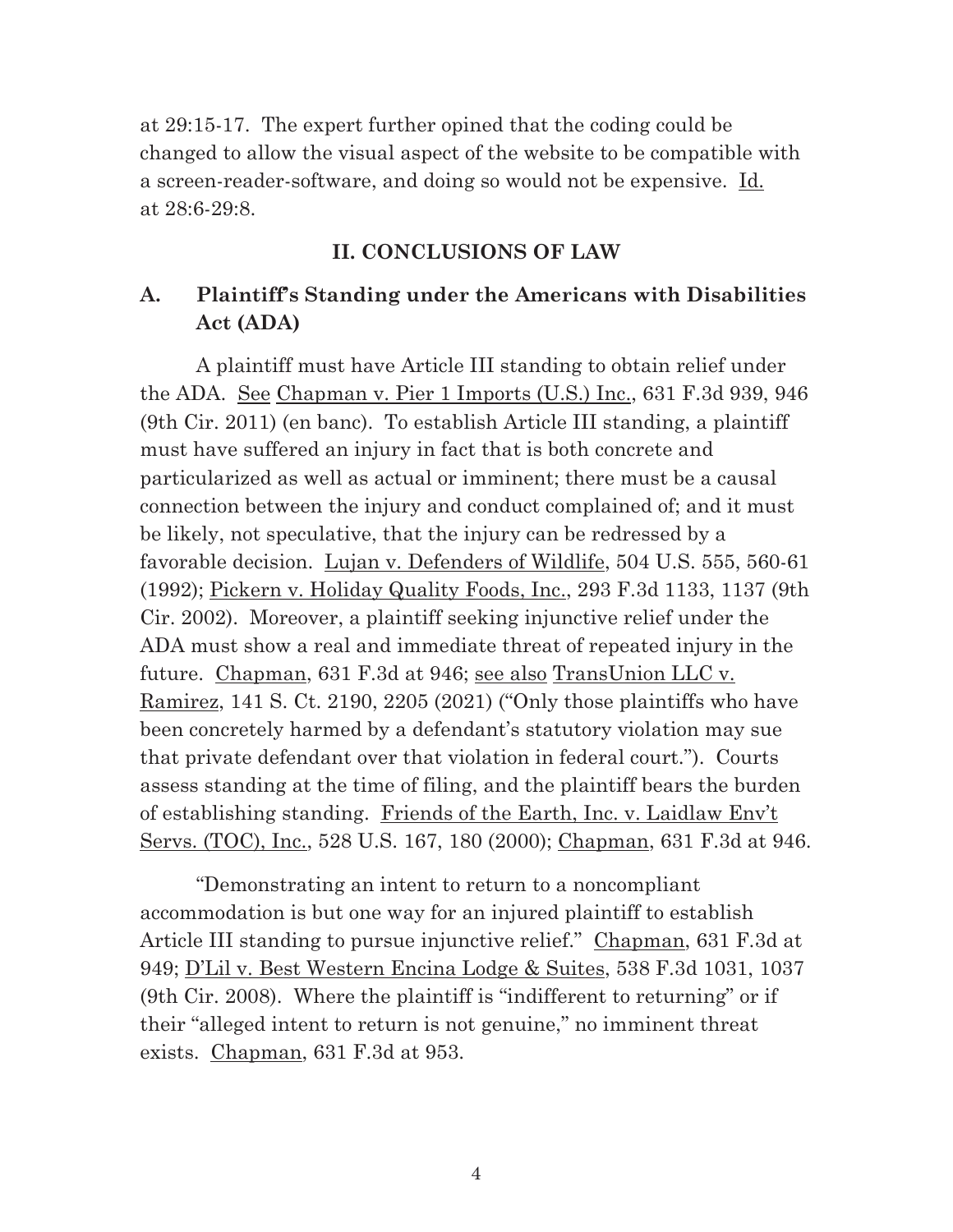at 29:15-17. The expert further opined that the coding could be changed to allow the visual aspect of the website to be compatible with a screen-reader-software, and doing so would not be expensive. Id. at 28:6-29:8.

## II. CONCLUSIONS OF LAW

### A. Plaintiff's Standing under the Americans with Disabilities Act (ADA)

A plaintiff must have Article III standing to obtain relief under the ADA. See Chapman v. Pier 1 Imports (U.S.) Inc., 631 F.3d 939, 946 (9th Cir. 2011) (en banc). To establish Article III standing, a plaintiff must have suffered an injury in fact that is both concrete and particularized as well as actual or imminent; there must be a causal connection between the injury and conduct complained of; and it must be likely, not speculative, that the injury can be redressed by a favorable decision. Lujan v. Defenders of Wildlife, 504 U.S. 555, 560-61 (1992); Pickern v. Holiday Quality Foods, Inc., 293 F.3d 1133, 1137 (9th Cir. 2002). Moreover, a plaintiff seeking injunctive relief under the ADA must show a real and immediate threat of repeated injury in the future. Chapman, 631 F.3d at 946; see also TransUnion LLC v. Ramirez, 141 S. Ct. 2190, 2205 (2021) ("Only those plaintiffs who have been concretely harmed by a defendant's statutory violation may sue that private defendant over that violation in federal court."). Courts assess standing at the time of filing, and the plaintiff bears the burden of establishing standing. Friends of the Earth, Inc. v. Laidlaw Env't Servs. (TOC), Inc., 528 U.S. 167, 180 (2000); Chapman, 631 F.3d at 946.

"Demonstrating an intent to return to a noncompliant accommodation is but one way for an injured plaintiff to establish Article III standing to pursue injunctive relief." Chapman, 631 F.3d at 949; D'Lil v. Best Western Encina Lodge & Suites, 538 F.3d 1031, 1037 (9th Cir. 2008). Where the plaintiff is "indifferent to returning" or if their "alleged intent to return is not genuine," no imminent threat exists. Chapman, 631 F.3d at 953.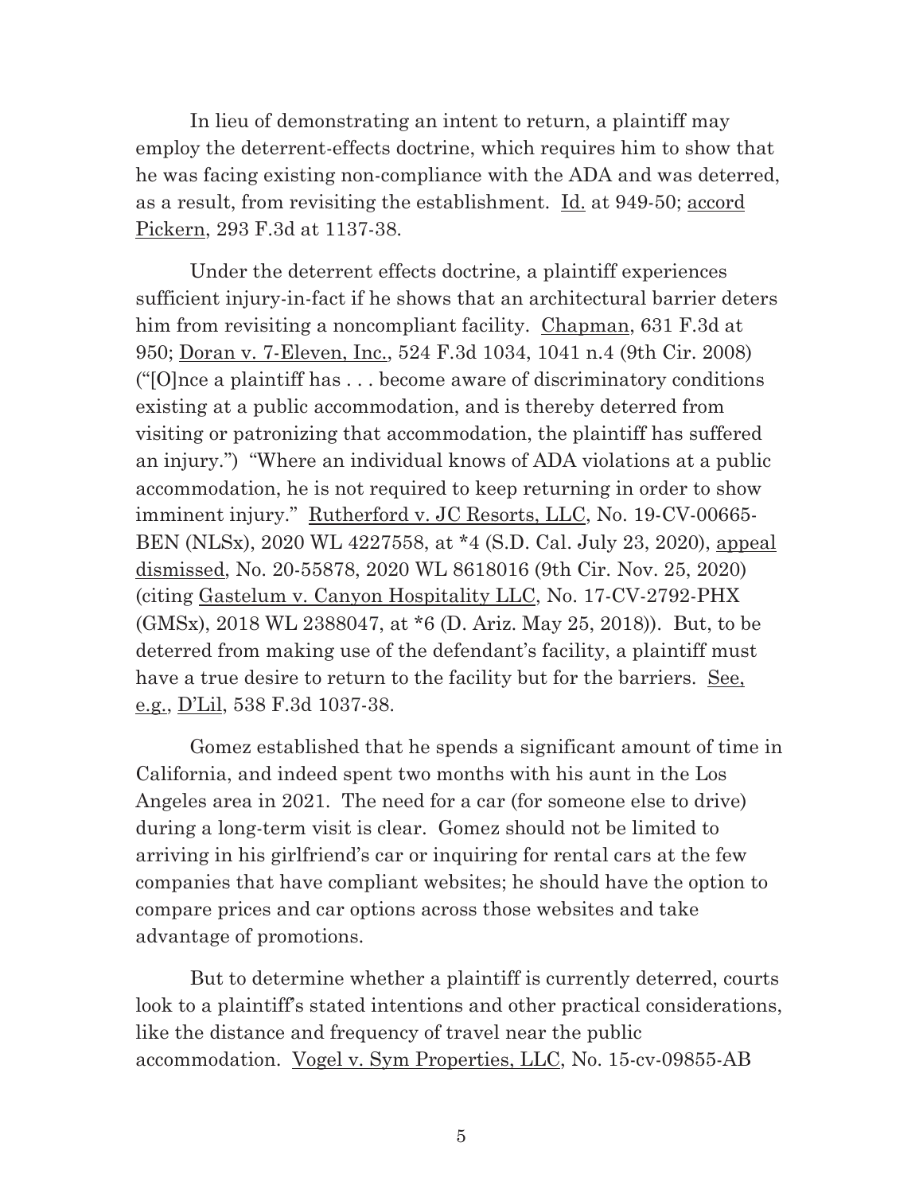In lieu of demonstrating an intent to return, a plaintiff may employ the deterrent-effects doctrine, which requires him to show that he was facing existing non-compliance with the ADA and was deterred, as a result, from revisiting the establishment. Id. at 949-50; accord Pickern, 293 F.3d at 1137-38.

Under the deterrent effects doctrine, a plaintiff experiences sufficient injury-in-fact if he shows that an architectural barrier deters him from revisiting a noncompliant facility. Chapman, 631 F.3d at 950; Doran v. 7-Eleven, Inc., 524 F.3d 1034, 1041 n.4 (9th Cir. 2008) ("[O]nce a plaintiff has . . . become aware of discriminatory conditions existing at a public accommodation, and is thereby deterred from visiting or patronizing that accommodation, the plaintiff has suffered an injury.") "Where an individual knows of ADA violations at a public accommodation, he is not required to keep returning in order to show imminent injury." Rutherford v. JC Resorts, LLC, No. 19-CV-00665-BEN (NLSx), 2020 WL 4227558, at *4 (S.D. Cal. July 23, 2020), appeal dismissed, No. 20-55878, 2020 WL 8618016 (9th Cir. Nov. 25, 2020) (citing Gastelum v. Canyon Hospitality LLC, No. 17-CV-2792-PHX (GMSx), 2018 WL 2388047, at *6 (D. Ariz. May 25, 2018)). But, to be deterred from making use of the defendant's facility, a plaintiff must have a true desire to return to the facility but for the barriers. See, e.g., D'Lil, 538 F.3d 1037-38.

Gomez established that he spends a significant amount of time in California, and indeed spent two months with his aunt in the Los Angeles area in 2021. The need for a car (for someone else to drive) during a long-term visit is clear. Gomez should not be limited to arriving in his girlfriend's car or inquiring for rental cars at the few companies that have compliant websites; he should have the option to compare prices and car options across those websites and take advantage of promotions.

But to determine whether a plaintiff is currently deterred, courts look to a plaintiff's stated intentions and other practical considerations, like the distance and frequency of travel near the public accommodation. Vogel v. Sym Properties, LLC, No. 15-cv-09855-AB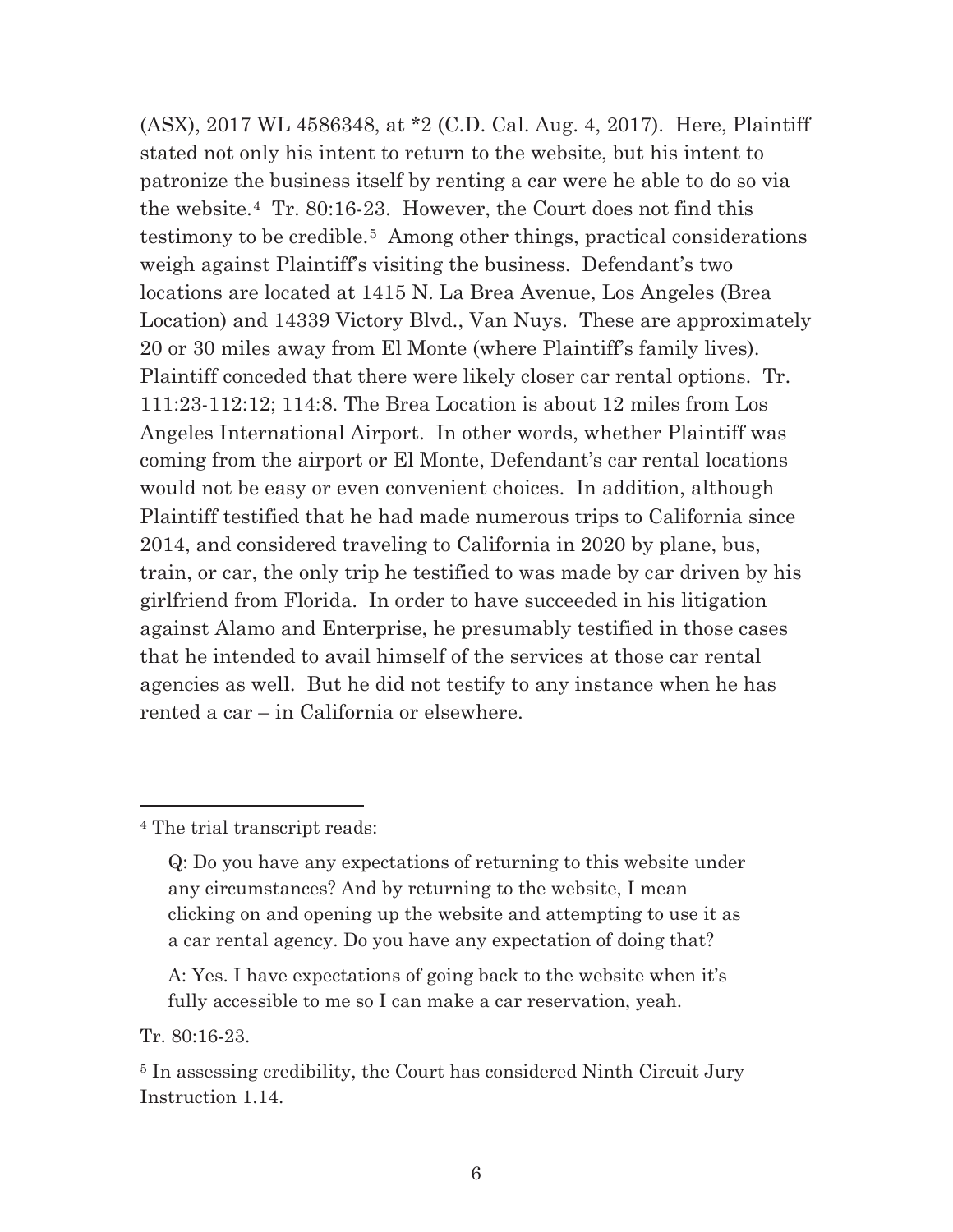(ASX), 2017 WL 4586348, at *2 (C.D. Cal. Aug. 4, 2017). Here, Plaintiff stated not only his intent to return to the website, but his intent to patronize the business itself by renting a car were he able to do so via the website.[4] Tr. 80:16-23. However, the Court does not find this testimony to be credible.[5] Among other things, practical considerations weigh against Plaintiff's visiting the business. Defendant's two locations are located at 1415 N. La Brea Avenue, Los Angeles (Brea Location) and 14339 Victory Blvd., Van Nuys. These are approximately 20 or 30 miles away from El Monte (where Plaintiff's family lives). Plaintiff conceded that there were likely closer car rental options. Tr. 111:23-112:12; 114:8. The Brea Location is about 12 miles from Los Angeles International Airport. In other words, whether Plaintiff was coming from the airport or El Monte, Defendant's car rental locations would not be easy or even convenient choices. In addition, although Plaintiff testified that he had made numerous trips to California since 2014, and considered traveling to California in 2020 by plane, bus, train, or car, the only trip he testified to was made by car driven by his girlfriend from Florida. In order to have succeeded in his litigation against Alamo and Enterprise, he presumably testified in those cases that he intended to avail himself of the services at those car rental agencies as well. But he did not testify to any instance when he has rented a car – in California or elsewhere.

---

[4] The trial transcript reads:

> Q: Do you have any expectations of returning to this website under any circumstances? And by returning to the website, I mean clicking on and opening up the website and attempting to use it as a car rental agency. Do you have any expectation of doing that?
>
> A: Yes. I have expectations of going back to the website when it's fully accessible to me so I can make a car reservation, yeah.

Tr. 80:16-23.

[5] In assessing credibility, the Court has considered Ninth Circuit Jury Instruction 1.14.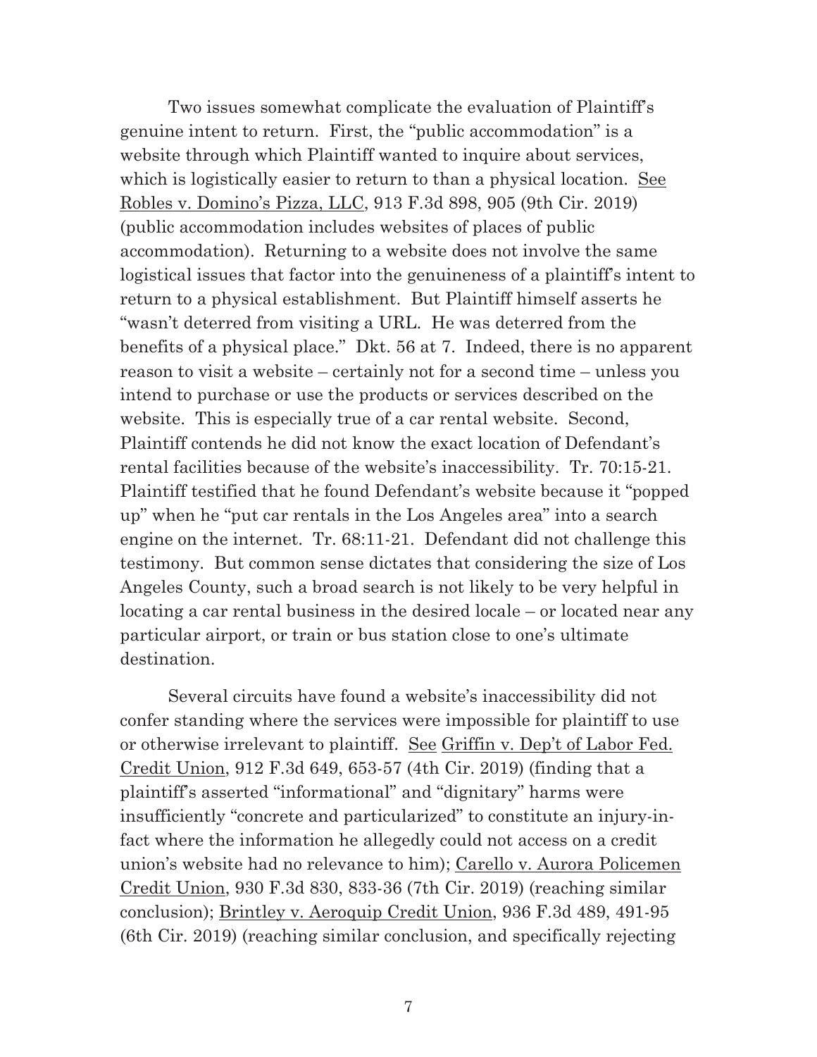Two issues somewhat complicate the evaluation of Plaintiff's genuine intent to return. First, the "public accommodation" is a website through which Plaintiff wanted to inquire about services, which is logistically easier to return to than a physical location. See Robles v. Domino's Pizza, LLC, 913 F.3d 898, 905 (9th Cir. 2019) (public accommodation includes websites of places of public accommodation). Returning to a website does not involve the same logistical issues that factor into the genuineness of a plaintiff's intent to return to a physical establishment. But Plaintiff himself asserts he "wasn't deterred from visiting a URL. He was deterred from the benefits of a physical place." Dkt. 56 at 7. Indeed, there is no apparent reason to visit a website – certainly not for a second time – unless you intend to purchase or use the products or services described on the website. This is especially true of a car rental website. Second, Plaintiff contends he did not know the exact location of Defendant's rental facilities because of the website's inaccessibility. Tr. 70:15-21. Plaintiff testified that he found Defendant's website because it "popped up" when he "put car rentals in the Los Angeles area" into a search engine on the internet. Tr. 68:11-21. Defendant did not challenge this testimony. But common sense dictates that considering the size of Los Angeles County, such a broad search is not likely to be very helpful in locating a car rental business in the desired locale – or located near any particular airport, or train or bus station close to one's ultimate destination.

Several circuits have found a website's inaccessibility did not confer standing where the services were impossible for plaintiff to use or otherwise irrelevant to plaintiff. See Griffin v. Dep't of Labor Fed. Credit Union, 912 F.3d 649, 653-57 (4th Cir. 2019) (finding that a plaintiff's asserted "informational" and "dignitary" harms were insufficiently "concrete and particularized" to constitute an injury-in-fact where the information he allegedly could not access on a credit union's website had no relevance to him); Carello v. Aurora Policemen Credit Union, 930 F.3d 830, 833-36 (7th Cir. 2019) (reaching similar conclusion); Brintley v. Aeroquip Credit Union, 936 F.3d 489, 491-95 (6th Cir. 2019) (reaching similar conclusion, and specifically rejecting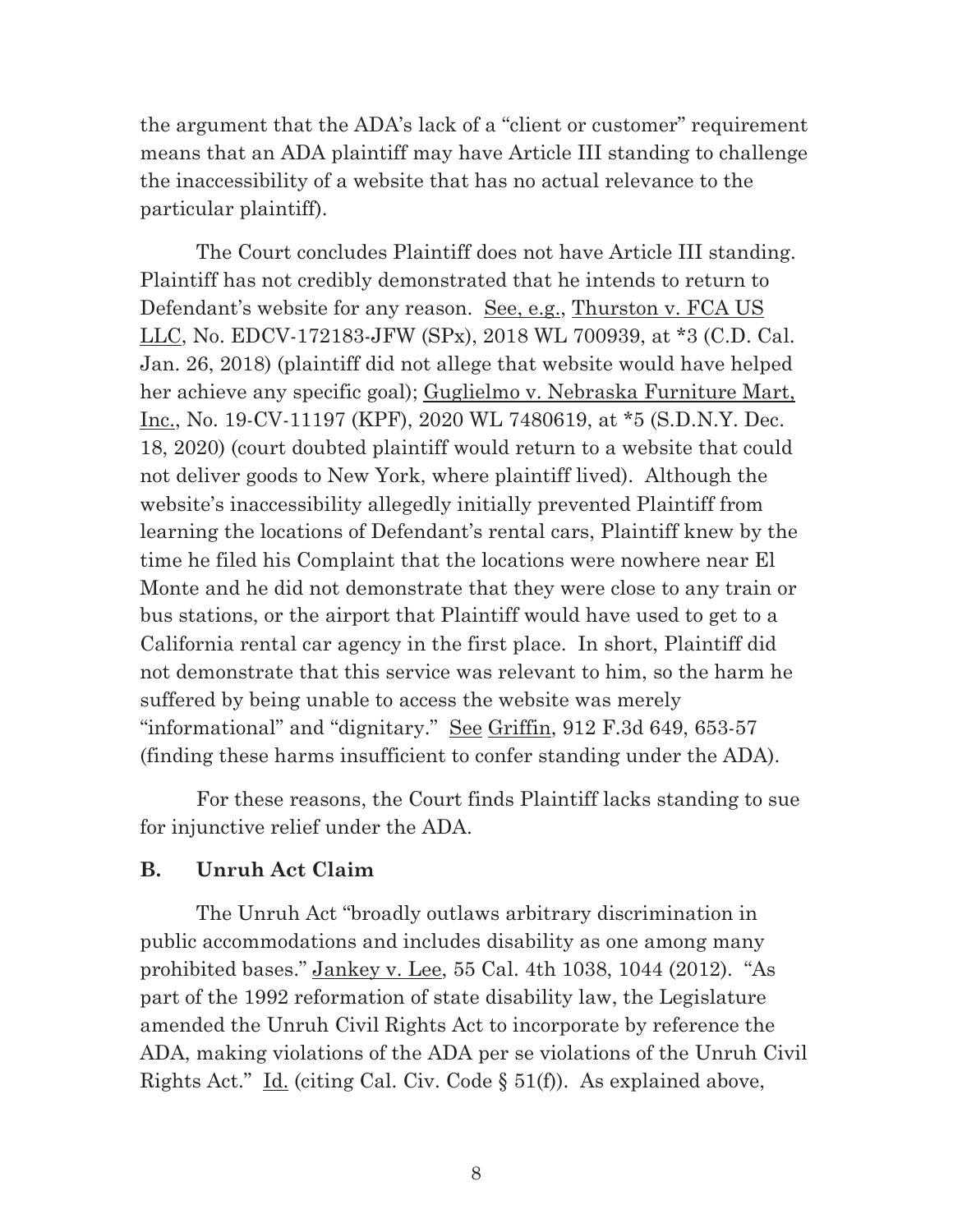the argument that the ADA's lack of a "client or customer" requirement means that an ADA plaintiff may have Article III standing to challenge the inaccessibility of a website that has no actual relevance to the particular plaintiff).

The Court concludes Plaintiff does not have Article III standing. Plaintiff has not credibly demonstrated that he intends to return to Defendant's website for any reason. See, e.g., Thurston v. FCA US LLC, No. EDCV-172183-JFW (SPx), 2018 WL 700939, at *3 (C.D. Cal. Jan. 26, 2018) (plaintiff did not allege that website would have helped her achieve any specific goal); Guglielmo v. Nebraska Furniture Mart, Inc., No. 19-CV-11197 (KPF), 2020 WL 7480619, at *5 (S.D.N.Y. Dec. 18, 2020) (court doubted plaintiff would return to a website that could not deliver goods to New York, where plaintiff lived). Although the website's inaccessibility allegedly initially prevented Plaintiff from learning the locations of Defendant's rental cars, Plaintiff knew by the time he filed his Complaint that the locations were nowhere near El Monte and he did not demonstrate that they were close to any train or bus stations, or the airport that Plaintiff would have used to get to a California rental car agency in the first place. In short, Plaintiff did not demonstrate that this service was relevant to him, so the harm he suffered by being unable to access the website was merely "informational" and "dignitary." See Griffin, 912 F.3d 649, 653-57 (finding these harms insufficient to confer standing under the ADA).

For these reasons, the Court finds Plaintiff lacks standing to sue for injunctive relief under the ADA.

### B. Unruh Act Claim

The Unruh Act "broadly outlaws arbitrary discrimination in public accommodations and includes disability as one among many prohibited bases." Jankey v. Lee, 55 Cal. 4th 1038, 1044 (2012). "As part of the 1992 reformation of state disability law, the Legislature amended the Unruh Civil Rights Act to incorporate by reference the ADA, making violations of the ADA per se violations of the Unruh Civil Rights Act." Id. (citing Cal. Civ. Code § 51(f)). As explained above,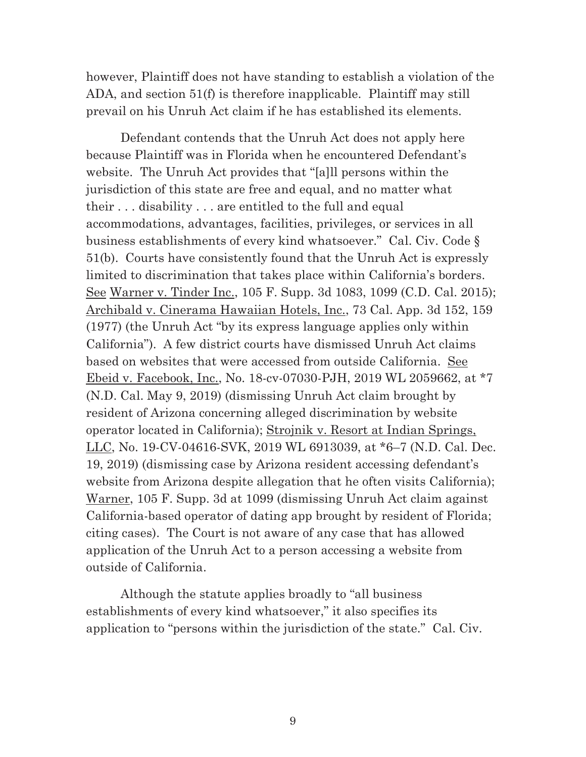however, Plaintiff does not have standing to establish a violation of the ADA, and section 51(f) is therefore inapplicable. Plaintiff may still prevail on his Unruh Act claim if he has established its elements.

Defendant contends that the Unruh Act does not apply here because Plaintiff was in Florida when he encountered Defendant's website. The Unruh Act provides that "[a]ll persons within the jurisdiction of this state are free and equal, and no matter what their . . . disability . . . are entitled to the full and equal accommodations, advantages, facilities, privileges, or services in all business establishments of every kind whatsoever." Cal. Civ. Code § 51(b). Courts have consistently found that the Unruh Act is expressly limited to discrimination that takes place within California's borders. See Warner v. Tinder Inc., 105 F. Supp. 3d 1083, 1099 (C.D. Cal. 2015); Archibald v. Cinerama Hawaiian Hotels, Inc., 73 Cal. App. 3d 152, 159 (1977) (the Unruh Act "by its express language applies only within California"). A few district courts have dismissed Unruh Act claims based on websites that were accessed from outside California. See Ebeid v. Facebook, Inc., No. 18-cv-07030-PJH, 2019 WL 2059662, at *7 (N.D. Cal. May 9, 2019) (dismissing Unruh Act claim brought by resident of Arizona concerning alleged discrimination by website operator located in California); Strojnik v. Resort at Indian Springs, LLC, No. 19-CV-04616-SVK, 2019 WL 6913039, at *6–7 (N.D. Cal. Dec. 19, 2019) (dismissing case by Arizona resident accessing defendant's website from Arizona despite allegation that he often visits California); Warner, 105 F. Supp. 3d at 1099 (dismissing Unruh Act claim against California-based operator of dating app brought by resident of Florida; citing cases). The Court is not aware of any case that has allowed application of the Unruh Act to a person accessing a website from outside of California.

Although the statute applies broadly to "all business establishments of every kind whatsoever," it also specifies its application to "persons within the jurisdiction of the state." Cal. Civ.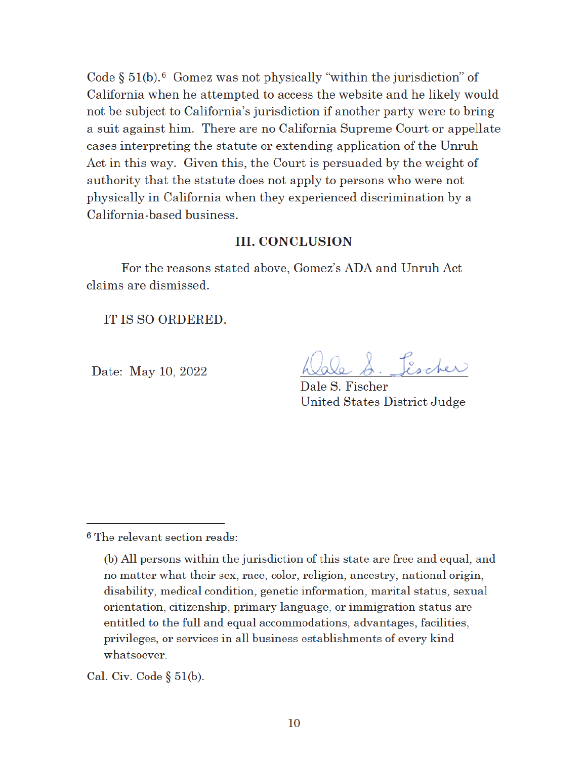Code § 51(b).[6] Gomez was not physically "within the jurisdiction" of California when he attempted to access the website and he likely would not be subject to California's jurisdiction if another party were to bring a suit against him. There are no California Supreme Court or appellate cases interpreting the statute or extending application of the Unruh Act in this way. Given this, the Court is persuaded by the weight of authority that the statute does not apply to persons who were not physically in California when they experienced discrimination by a California-based business.

## III. CONCLUSION

For the reasons stated above, Gomez's ADA and Unruh Act claims are dismissed.

IT IS SO ORDERED.

Date: May 10, 2022

Dale S. Fischer
United States District Judge

---

[6] The relevant section reads:

> (b) All persons within the jurisdiction of this state are free and equal, and no matter what their sex, race, color, religion, ancestry, national origin, disability, medical condition, genetic information, marital status, sexual orientation, citizenship, primary language, or immigration status are entitled to the full and equal accommodations, advantages, facilities, privileges, or services in all business establishments of every kind whatsoever.

Cal. Civ. Code § 51(b).